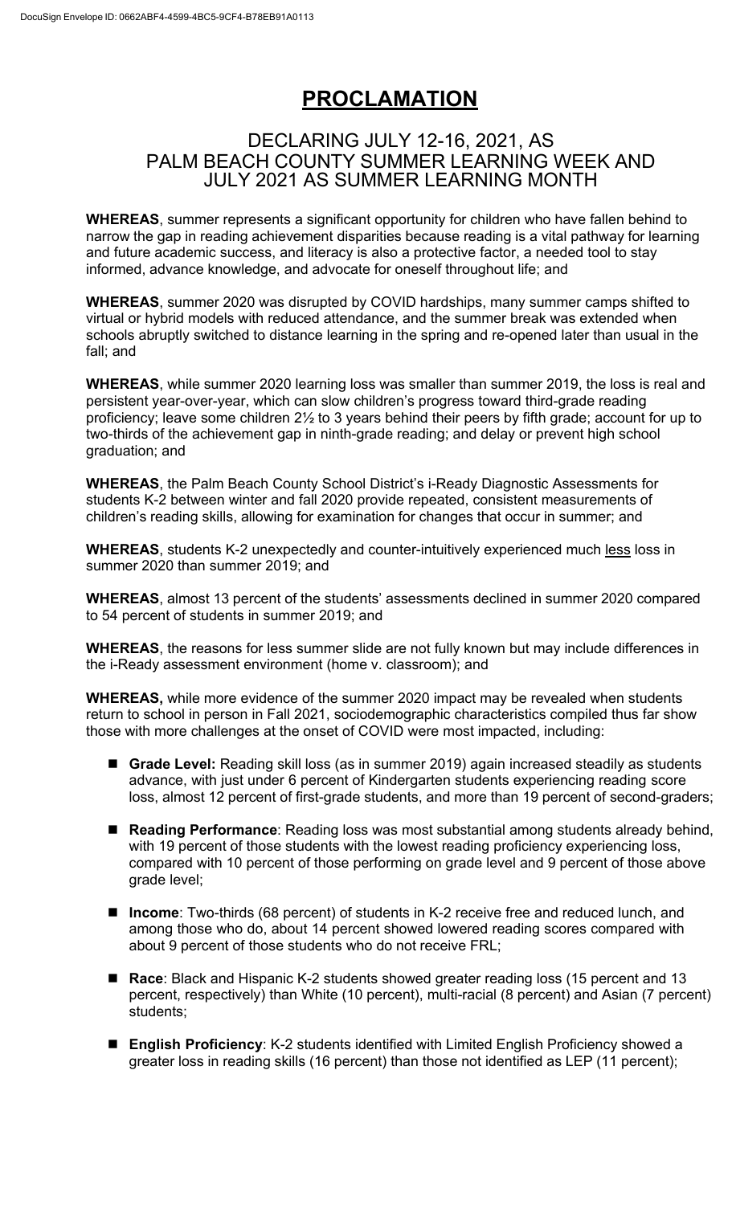# PROCLAMATION

## DECLARING JULY 12-16, 2021, AS PALM BEACH COUNTY SUMMER LEARNING WEEK AND JULY 2021 AS SUMMER LEARNING MONTH

**WHEREAS**, summer represents a significant opportunity for children who have fallen behind to narrow the gap in reading achievement disparities because reading is a vital pathway for learning and future academic success, and literacy is also a protective factor, a needed tool to stay informed, advance knowledge, and advocate for oneself throughout life; and

**WHEREAS**, summer 2020 was disrupted by COVID hardships, many summer camps shifted to virtual or hybrid models with reduced attendance, and the summer break was extended when schools abruptly switched to distance learning in the spring and re-opened later than usual in the fall; and

**WHEREAS**, while summer 2020 learning loss was smaller than summer 2019, the loss is real and persistent year-over-year, which can slow children's progress toward third-grade reading proficiency; leave some children 2½ to 3 years behind their peers by fifth grade; account for up to two-thirds of the achievement gap in ninth-grade reading; and delay or prevent high school graduation; and

**WHEREAS**, the Palm Beach County School District's i-Ready Diagnostic Assessments for students K-2 between winter and fall 2020 provide repeated, consistent measurements of children's reading skills, allowing for examination for changes that occur in summer; and

**WHEREAS**, students K-2 unexpectedly and counter-intuitively experienced much less loss in summer 2020 than summer 2019; and

**WHEREAS**, almost 13 percent of the students' assessments declined in summer 2020 compared to 54 percent of students in summer 2019; and

**WHEREAS**, the reasons for less summer slide are not fully known but may include differences in the i-Ready assessment environment (home v. classroom); and

**WHEREAS,** while more evidence of the summer 2020 impact may be revealed when students return to school in person in Fall 2021, sociodemographic characteristics compiled thus far show those with more challenges at the onset of COVID were most impacted, including:

- **Grade Level:** Reading skill loss (as in summer 2019) again increased steadily as students advance, with just under 6 percent of Kindergarten students experiencing reading score loss, almost 12 percent of first-grade students, and more than 19 percent of second-graders;
- **Reading Performance**: Reading loss was most substantial among students already behind, with 19 percent of those students with the lowest reading proficiency experiencing loss, compared with 10 percent of those performing on grade level and 9 percent of those above grade level;
- **Income**: Two-thirds (68 percent) of students in K-2 receive free and reduced lunch, and among those who do, about 14 percent showed lowered reading scores compared with about 9 percent of those students who do not receive FRL;
- **Race**: Black and Hispanic K-2 students showed greater reading loss (15 percent and 13 percent, respectively) than White (10 percent), multi-racial (8 percent) and Asian (7 percent) students;
- **English Proficiency**: K-2 students identified with Limited English Proficiency showed a greater loss in reading skills (16 percent) than those not identified as LEP (11 percent);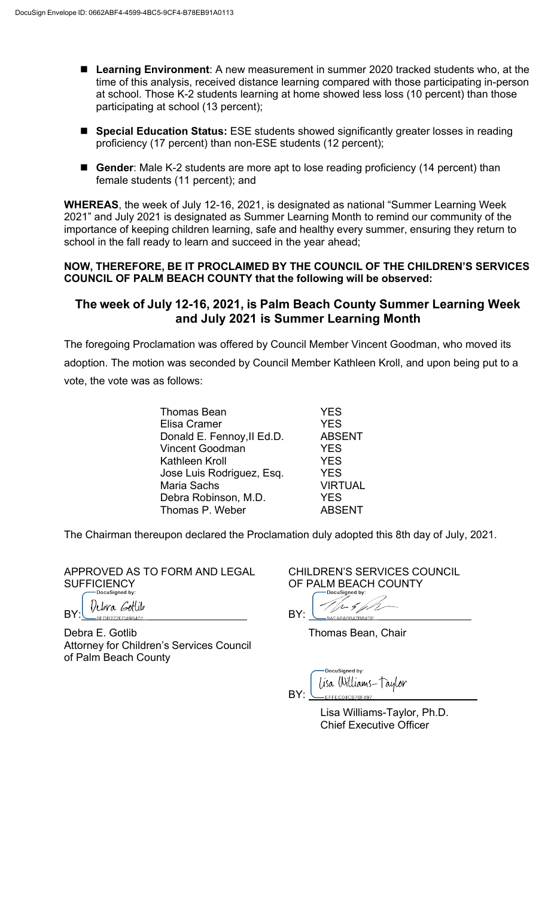- **Learning Environment**: A new measurement in summer 2020 tracked students who, at the time of this analysis, received distance learning compared with those participating in-person at school. Those K-2 students learning at home showed less loss (10 percent) than those participating at school (13 percent);

- **Special Education Status:** ESE students showed significantly greater losses in reading proficiency (17 percent) than non-ESE students (12 percent);

- **Gender**: Male K-2 students are more apt to lose reading proficiency (14 percent) than female students (11 percent); and

**WHEREAS**, the week of July 12-16, 2021, is designated as national "Summer Learning Week 2021" and July 2021 is designated as Summer Learning Month to remind our community of the importance of keeping children learning, safe and healthy every summer, ensuring they return to school in the fall ready to learn and succeed in the year ahead;

**NOW, THEREFORE, BE IT PROCLAIMED BY THE COUNCIL OF THE CHILDREN'S SERVICES COUNCIL OF PALM BEACH COUNTY that the following will be observed:**

## The week of July 12-16, 2021, is Palm Beach County Summer Learning Week and July 2021 is Summer Learning Month

The foregoing Proclamation was offered by Council Member Vincent Goodman, who moved its adoption. The motion was seconded by Council Member Kathleen Kroll, and upon being put to a vote, the vote was as follows:

| | |
|---|---|
| Thomas Bean | YES |
| Elisa Cramer | YES |
| Donald E. Fennoy,II Ed.D. | ABSENT |
| Vincent Goodman | YES |
| Kathleen Kroll | YES |
| Jose Luis Rodriguez, Esq. | YES |
| Maria Sachs | VIRTUAL |
| Debra Robinson, M.D. | YES |
| Thomas P. Weber | ABSENT |

The Chairman thereupon declared the Proclamation duly adopted this 8th day of July, 2021.

APPROVED AS TO FORM AND LEGAL SUFFICIENCY

BY: Debra Gotlib

Debra E. Gotlib
Attorney for Children's Services Council of Palm Beach County

CHILDREN'S SERVICES COUNCIL OF PALM BEACH COUNTY

BY:

Thomas Bean, Chair

BY: Lisa Williams-Taylor

Lisa Williams-Taylor, Ph.D.
Chief Executive Officer